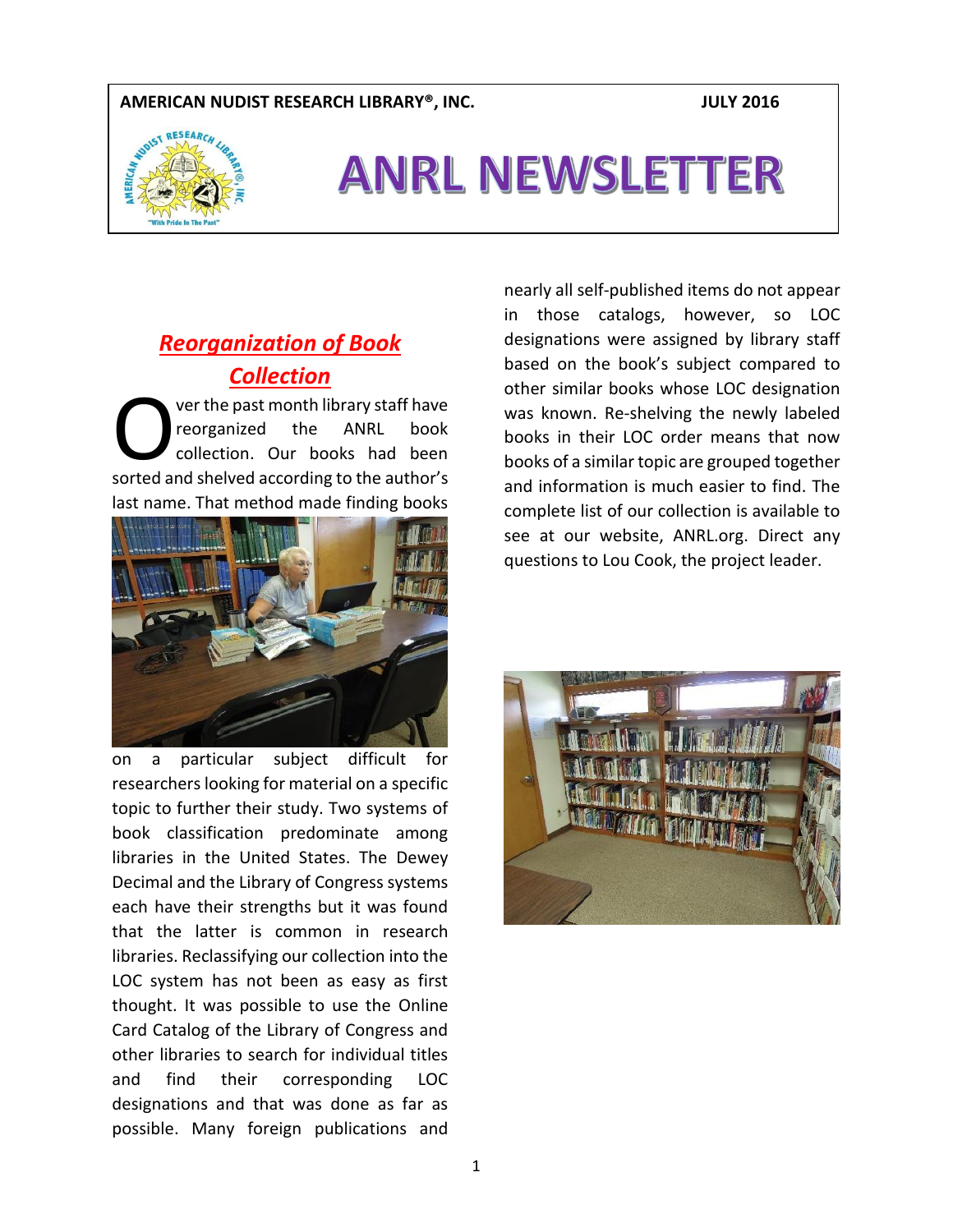**AMERICAN NUDIST RESEARCH LIBRARY®, INC.** **JULY 2016**

# ANRL NEWSLETTER

## *Reorganization of Book Collection*

Over the past month library staff have reorganized the ANRL book collection. Our books had been sorted and shelved according to the author's last name. That method made finding books on a particular subject difficult for researchers looking for material on a specific topic to further their study. Two systems of book classification predominate among libraries in the United States. The Dewey Decimal and the Library of Congress systems each have their strengths but it was found that the latter is common in research libraries. Reclassifying our collection into the LOC system has not been as easy as first thought. It was possible to use the Online Card Catalog of the Library of Congress and other libraries to search for individual titles and find their corresponding LOC designations and that was done as far as possible. Many foreign publications and nearly all self-published items do not appear in those catalogs, however, so LOC designations were assigned by library staff based on the book's subject compared to other similar books whose LOC designation was known. Re-shelving the newly labeled books in their LOC order means that now books of a similar topic are grouped together and information is much easier to find. The complete list of our collection is available to see at our website, ANRL.org. Direct any questions to Lou Cook, the project leader.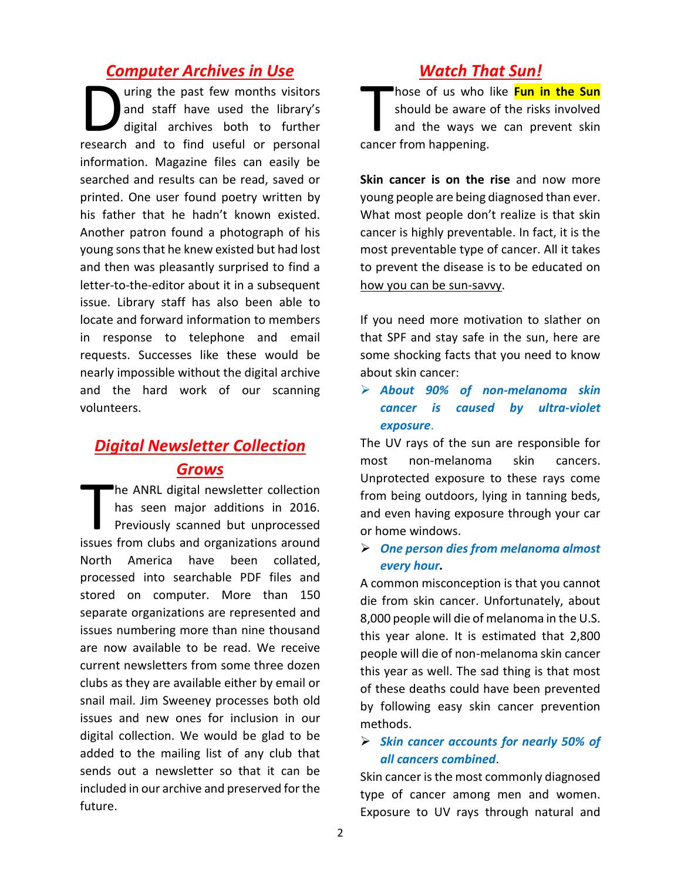## Computer Archives in Use

During the past few months visitors and staff have used the library's digital archives both to further research and to find useful or personal information. Magazine files can easily be searched and results can be read, saved or printed. One user found poetry written by his father that he hadn't known existed. Another patron found a photograph of his young sons that he knew existed but had lost and then was pleasantly surprised to find a letter-to-the-editor about it in a subsequent issue. Library staff has also been able to locate and forward information to members in response to telephone and email requests. Successes like these would be nearly impossible without the digital archive and the hard work of our scanning volunteers.

## Digital Newsletter Collection Grows

The ANRL digital newsletter collection has seen major additions in 2016. Previously scanned but unprocessed issues from clubs and organizations around North America have been collated, processed into searchable PDF files and stored on computer. More than 150 separate organizations are represented and issues numbering more than nine thousand are now available to be read. We receive current newsletters from some three dozen clubs as they are available either by email or snail mail. Jim Sweeney processes both old issues and new ones for inclusion in our digital collection. We would be glad to be added to the mailing list of any club that sends out a newsletter so that it can be included in our archive and preserved for the future.

## Watch That Sun!

Those of us who like **Fun in the Sun** should be aware of the risks involved and the ways we can prevent skin cancer from happening.

**Skin cancer is on the rise** and now more young people are being diagnosed than ever. What most people don't realize is that skin cancer is highly preventable. In fact, it is the most preventable type of cancer. All it takes to prevent the disease is to be educated on how you can be sun-savvy.

If you need more motivation to slather on that SPF and stay safe in the sun, here are some shocking facts that you need to know about skin cancer:

- ***About 90% of non-melanoma skin cancer is caused by ultra-violet exposure.***

The UV rays of the sun are responsible for most non-melanoma skin cancers. Unprotected exposure to these rays come from being outdoors, lying in tanning beds, and even having exposure through your car or home windows.

- ***One person dies from melanoma almost every hour.***

A common misconception is that you cannot die from skin cancer. Unfortunately, about 8,000 people will die of melanoma in the U.S. this year alone. It is estimated that 2,800 people will die of non-melanoma skin cancer this year as well. The sad thing is that most of these deaths could have been prevented by following easy skin cancer prevention methods.

- ***Skin cancer accounts for nearly 50% of all cancers combined.***

Skin cancer is the most commonly diagnosed type of cancer among men and women. Exposure to UV rays through natural and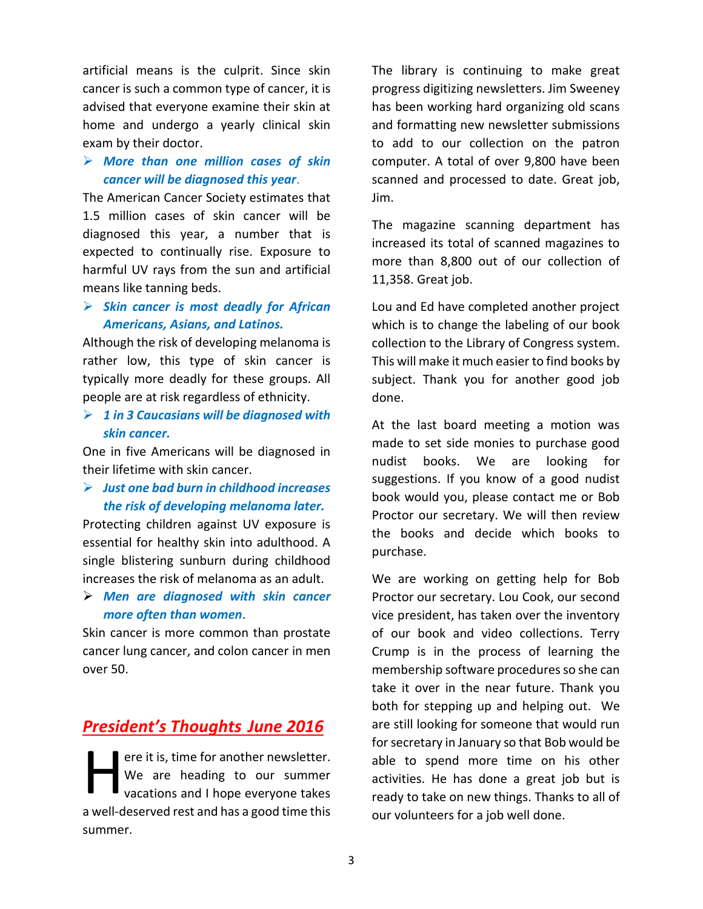artificial means is the culprit. Since skin cancer is such a common type of cancer, it is advised that everyone examine their skin at home and undergo a yearly clinical skin exam by their doctor.

- ***More than one million cases of skin cancer will be diagnosed this year***.

The American Cancer Society estimates that 1.5 million cases of skin cancer will be diagnosed this year, a number that is expected to continually rise. Exposure to harmful UV rays from the sun and artificial means like tanning beds.

- ***Skin cancer is most deadly for African Americans, Asians, and Latinos.***

Although the risk of developing melanoma is rather low, this type of skin cancer is typically more deadly for these groups. All people are at risk regardless of ethnicity.

- ***1 in 3 Caucasians will be diagnosed with skin cancer.***

One in five Americans will be diagnosed in their lifetime with skin cancer.

- ***Just one bad burn in childhood increases the risk of developing melanoma later.***

Protecting children against UV exposure is essential for healthy skin into adulthood. A single blistering sunburn during childhood increases the risk of melanoma as an adult.

- ***Men are diagnosed with skin cancer more often than women***.

Skin cancer is more common than prostate cancer lung cancer, and colon cancer in men over 50.

## President's Thoughts June 2016

Here it is, time for another newsletter. We are heading to our summer vacations and I hope everyone takes a well-deserved rest and has a good time this summer.

The library is continuing to make great progress digitizing newsletters. Jim Sweeney has been working hard organizing old scans and formatting new newsletter submissions to add to our collection on the patron computer. A total of over 9,800 have been scanned and processed to date. Great job, Jim.

The magazine scanning department has increased its total of scanned magazines to more than 8,800 out of our collection of 11,358. Great job.

Lou and Ed have completed another project which is to change the labeling of our book collection to the Library of Congress system. This will make it much easier to find books by subject. Thank you for another good job done.

At the last board meeting a motion was made to set side monies to purchase good nudist books. We are looking for suggestions. If you know of a good nudist book would you, please contact me or Bob Proctor our secretary. We will then review the books and decide which books to purchase.

We are working on getting help for Bob Proctor our secretary. Lou Cook, our second vice president, has taken over the inventory of our book and video collections. Terry Crump is in the process of learning the membership software procedures so she can take it over in the near future. Thank you both for stepping up and helping out. We are still looking for someone that would run for secretary in January so that Bob would be able to spend more time on his other activities. He has done a great job but is ready to take on new things. Thanks to all of our volunteers for a job well done.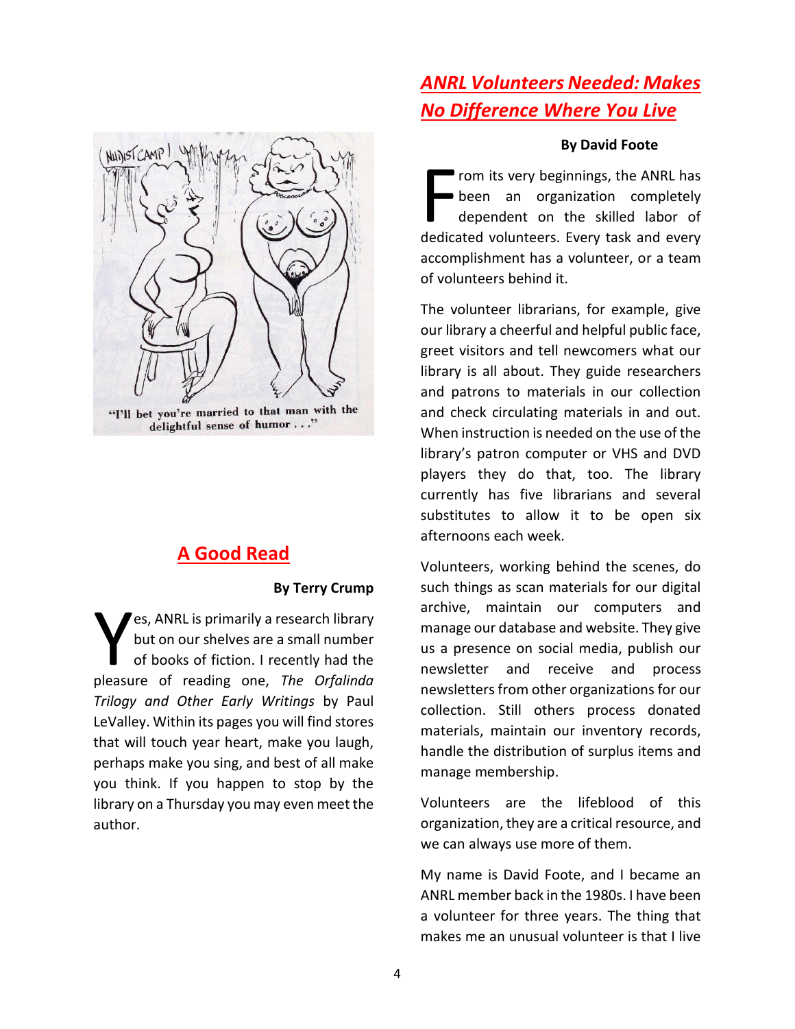"I'll bet you're married to that man with the delightful sense of humor . . ."

## A Good Read

**By Terry Crump**

Yes, ANRL is primarily a research library but on our shelves are a small number of books of fiction. I recently had the pleasure of reading one, *The Orfalinda Trilogy and Other Early Writings* by Paul LeValley. Within its pages you will find stores that will touch year heart, make you laugh, perhaps make you sing, and best of all make you think. If you happen to stop by the library on a Thursday you may even meet the author.

## ANRL Volunteers Needed: Makes No Difference Where You Live

**By David Foote**

From its very beginnings, the ANRL has been an organization completely dependent on the skilled labor of dedicated volunteers. Every task and every accomplishment has a volunteer, or a team of volunteers behind it.

The volunteer librarians, for example, give our library a cheerful and helpful public face, greet visitors and tell newcomers what our library is all about. They guide researchers and patrons to materials in our collection and check circulating materials in and out. When instruction is needed on the use of the library's patron computer or VHS and DVD players they do that, too. The library currently has five librarians and several substitutes to allow it to be open six afternoons each week.

Volunteers, working behind the scenes, do such things as scan materials for our digital archive, maintain our computers and manage our database and website. They give us a presence on social media, publish our newsletter and receive and process newsletters from other organizations for our collection. Still others process donated materials, maintain our inventory records, handle the distribution of surplus items and manage membership.

Volunteers are the lifeblood of this organization, they are a critical resource, and we can always use more of them.

My name is David Foote, and I became an ANRL member back in the 1980s. I have been a volunteer for three years. The thing that makes me an unusual volunteer is that I live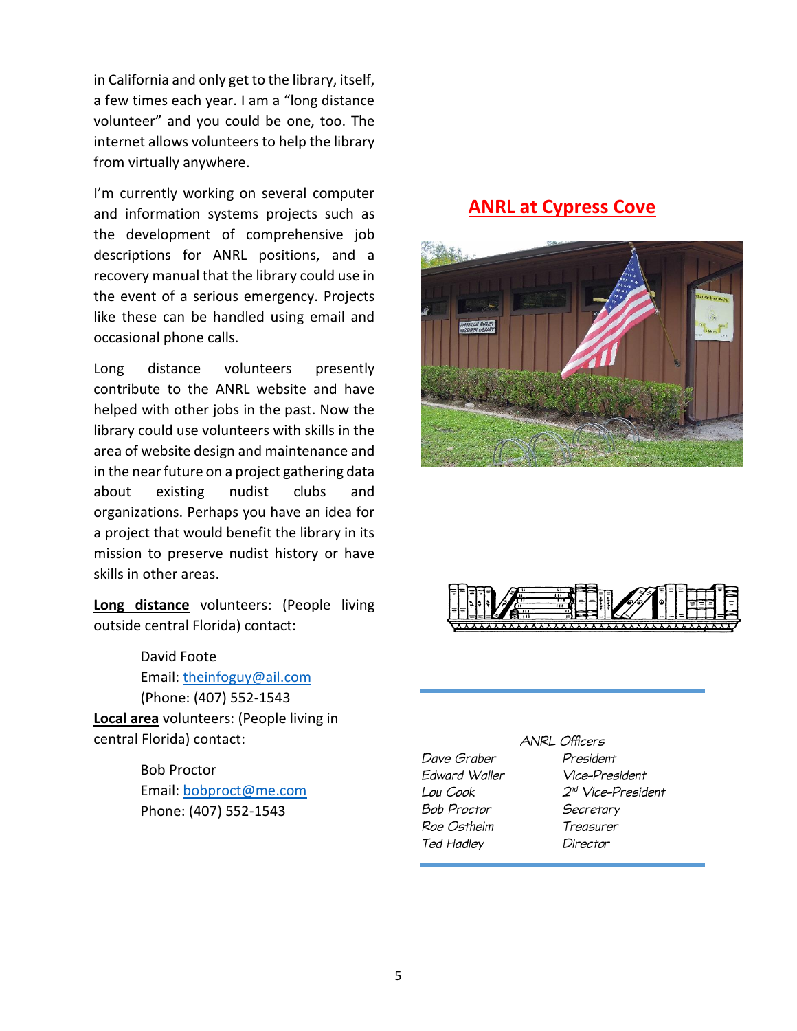in California and only get to the library, itself, a few times each year. I am a "long distance volunteer" and you could be one, too. The internet allows volunteers to help the library from virtually anywhere.

I'm currently working on several computer and information systems projects such as the development of comprehensive job descriptions for ANRL positions, and a recovery manual that the library could use in the event of a serious emergency. Projects like these can be handled using email and occasional phone calls.

Long distance volunteers presently contribute to the ANRL website and have helped with other jobs in the past. Now the library could use volunteers with skills in the area of website design and maintenance and in the near future on a project gathering data about existing nudist clubs and organizations. Perhaps you have an idea for a project that would benefit the library in its mission to preserve nudist history or have skills in other areas.

**Long distance** volunteers: (People living outside central Florida) contact:

> David Foote
> Email: theinfoguy@ail.com
> (Phone: (407) 552-1543

**Local area** volunteers: (People living in central Florida) contact:

> Bob Proctor
> Email: bobproct@me.com
> Phone: (407) 552-1543

## ANRL at Cypress Cove

*ANRL Officers*

| Name | Office |
|---|---|
| *Dave Graber* | *President* |
| *Edward Waller* | *Vice-President* |
| *Lou Cook* | *2nd Vice-President* |
| *Bob Proctor* | *Secretary* |
| *Roe Ostheim* | *Treasurer* |
| *Ted Hadley* | *Director* |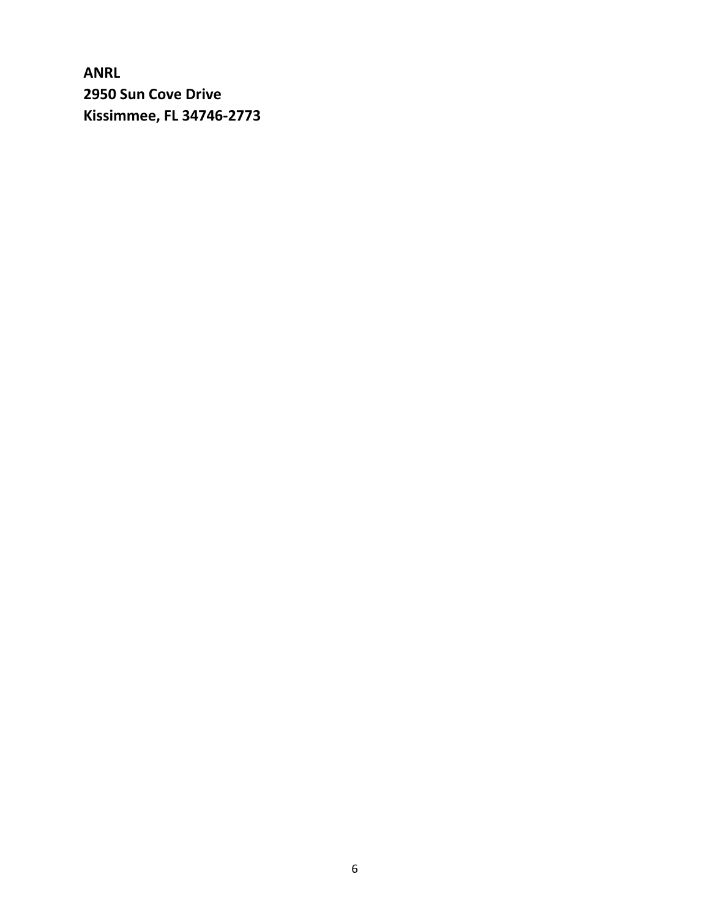**ANRL**
**2950 Sun Cove Drive**
**Kissimmee, FL 34746-2773**